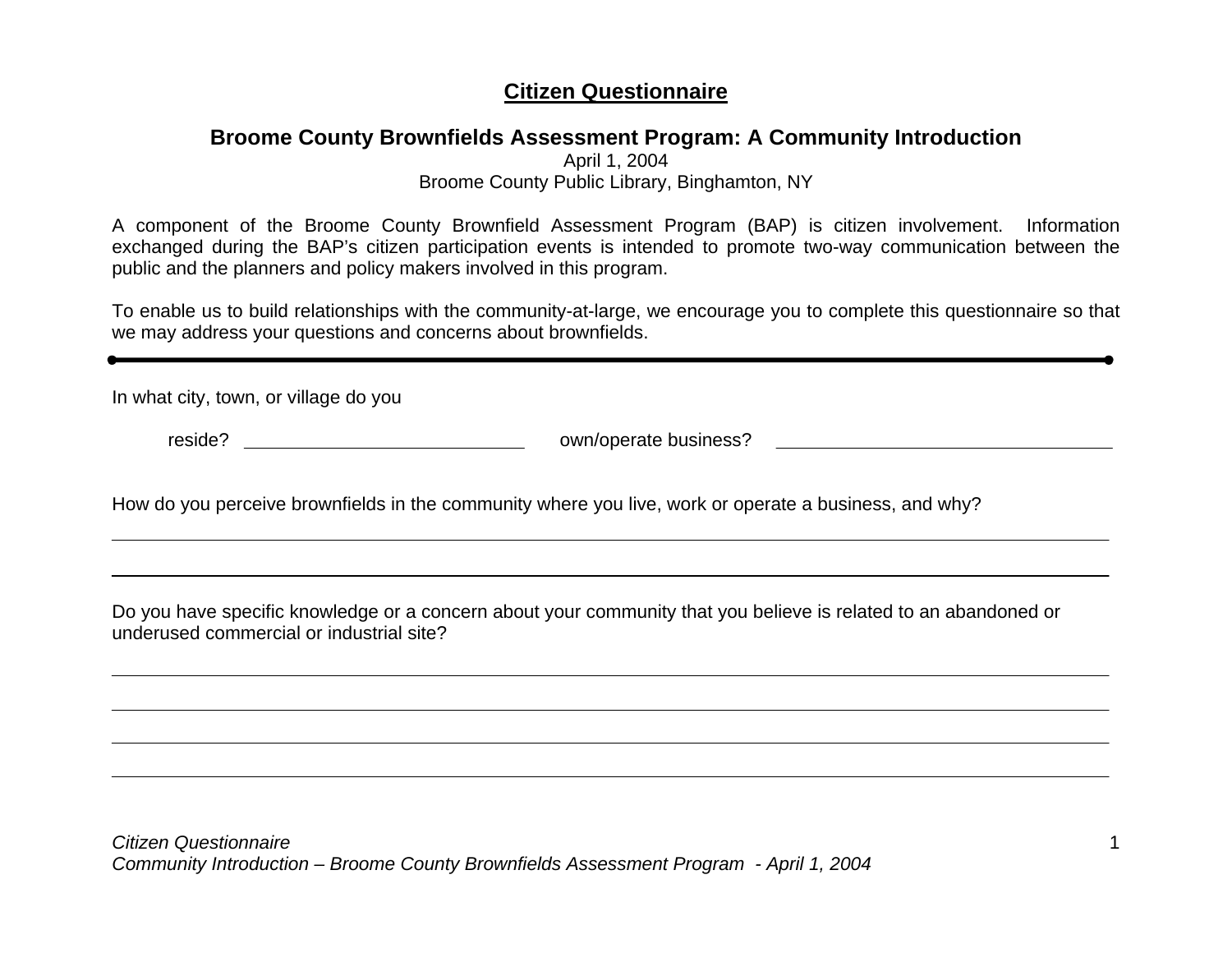# Citizen Questionnaire

## Broome County Brownfields Assessment Program: A Community Introduction

April 1, 2004

Broome County Public Library, Binghamton, NY

A component of the Broome County Brownfield Assessment Program (BAP) is citizen involvement. Information exchanged during the BAP's citizen participation events is intended to promote two-way communication between the public and the planners and policy makers involved in this program.

To enable us to build relationships with the community-at-large, we encourage you to complete this questionnaire so that we may address your questions and concerns about brownfields.

---

In what city, town, or village do you

reside? ____________________________ own/operate business? ____________________________

How do you perceive brownfields in the community where you live, work or operate a business, and why?

____________________________________________________________________________

____________________________________________________________________________

Do you have specific knowledge or a concern about your community that you believe is related to an abandoned or underused commercial or industrial site?

____________________________________________________________________________

____________________________________________________________________________

____________________________________________________________________________

____________________________________________________________________________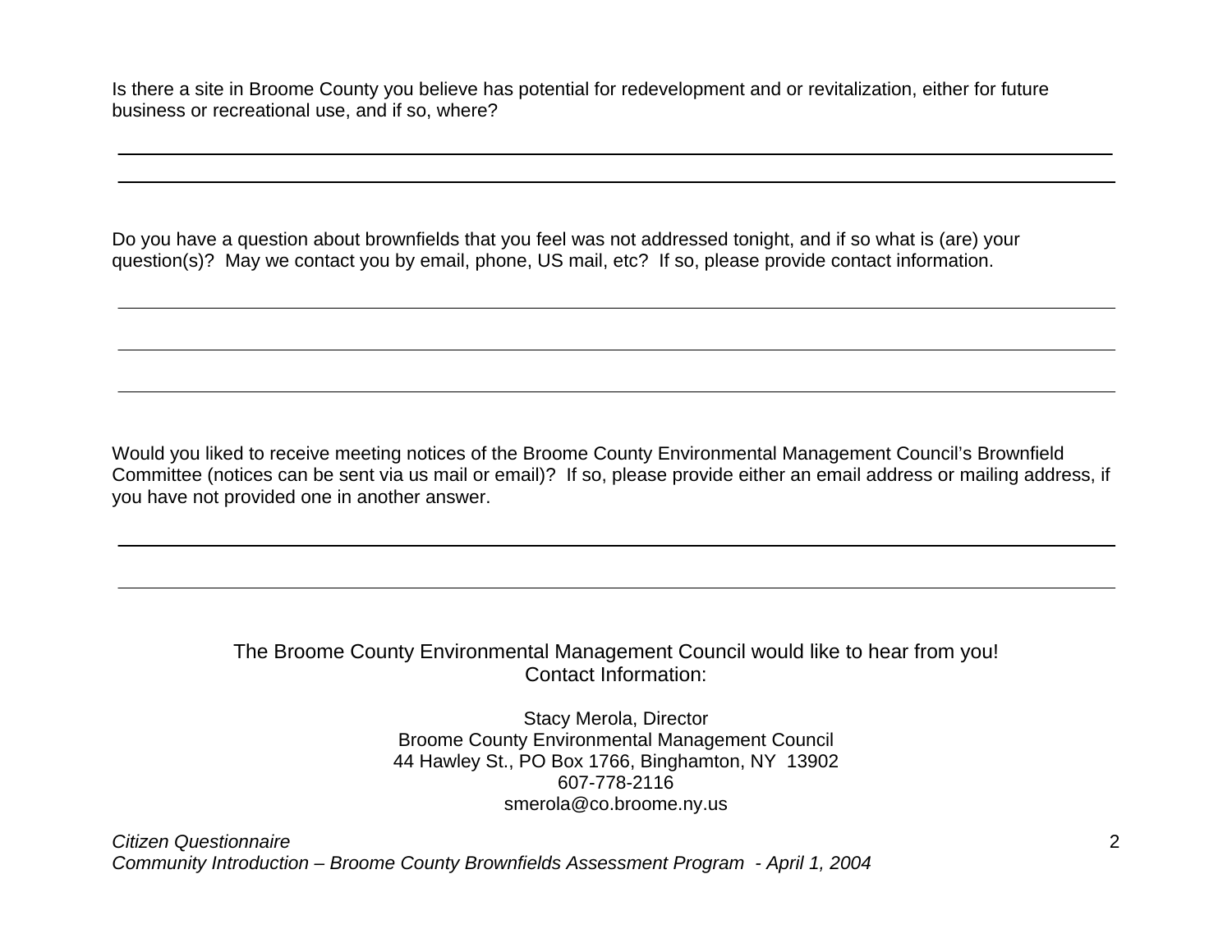Is there a site in Broome County you believe has potential for redevelopment and or revitalization, either for future business or recreational use, and if so, where?

\_\_\_\_\_\_\_\_\_\_\_\_\_\_\_\_\_\_\_\_\_\_\_\_\_\_\_\_\_\_\_\_\_\_\_\_\_\_\_\_\_\_\_\_\_\_\_\_\_\_\_\_\_\_\_\_\_\_\_\_\_\_\_\_\_\_\_\_\_\_\_\_\_\_\_\_

\_\_\_\_\_\_\_\_\_\_\_\_\_\_\_\_\_\_\_\_\_\_\_\_\_\_\_\_\_\_\_\_\_\_\_\_\_\_\_\_\_\_\_\_\_\_\_\_\_\_\_\_\_\_\_\_\_\_\_\_\_\_\_\_\_\_\_\_\_\_\_\_\_\_\_\_

Do you have a question about brownfields that you feel was not addressed tonight, and if so what is (are) your question(s)? May we contact you by email, phone, US mail, etc? If so, please provide contact information.

\_\_\_\_\_\_\_\_\_\_\_\_\_\_\_\_\_\_\_\_\_\_\_\_\_\_\_\_\_\_\_\_\_\_\_\_\_\_\_\_\_\_\_\_\_\_\_\_\_\_\_\_\_\_\_\_\_\_\_\_\_\_\_\_\_\_\_\_\_\_\_\_\_\_\_\_

\_\_\_\_\_\_\_\_\_\_\_\_\_\_\_\_\_\_\_\_\_\_\_\_\_\_\_\_\_\_\_\_\_\_\_\_\_\_\_\_\_\_\_\_\_\_\_\_\_\_\_\_\_\_\_\_\_\_\_\_\_\_\_\_\_\_\_\_\_\_\_\_\_\_\_\_

\_\_\_\_\_\_\_\_\_\_\_\_\_\_\_\_\_\_\_\_\_\_\_\_\_\_\_\_\_\_\_\_\_\_\_\_\_\_\_\_\_\_\_\_\_\_\_\_\_\_\_\_\_\_\_\_\_\_\_\_\_\_\_\_\_\_\_\_\_\_\_\_\_\_\_\_

Would you liked to receive meeting notices of the Broome County Environmental Management Council's Brownfield Committee (notices can be sent via us mail or email)? If so, please provide either an email address or mailing address, if you have not provided one in another answer.

\_\_\_\_\_\_\_\_\_\_\_\_\_\_\_\_\_\_\_\_\_\_\_\_\_\_\_\_\_\_\_\_\_\_\_\_\_\_\_\_\_\_\_\_\_\_\_\_\_\_\_\_\_\_\_\_\_\_\_\_\_\_\_\_\_\_\_\_\_\_\_\_\_\_\_\_

\_\_\_\_\_\_\_\_\_\_\_\_\_\_\_\_\_\_\_\_\_\_\_\_\_\_\_\_\_\_\_\_\_\_\_\_\_\_\_\_\_\_\_\_\_\_\_\_\_\_\_\_\_\_\_\_\_\_\_\_\_\_\_\_\_\_\_\_\_\_\_\_\_\_\_\_

The Broome County Environmental Management Council would like to hear from you!
Contact Information:

Stacy Merola, Director
Broome County Environmental Management Council
44 Hawley St., PO Box 1766, Binghamton, NY 13902
607-778-2116
smerola@co.broome.ny.us

*Citizen Questionnaire*
*Community Introduction – Broome County Brownfields Assessment Program - April 1, 2004*